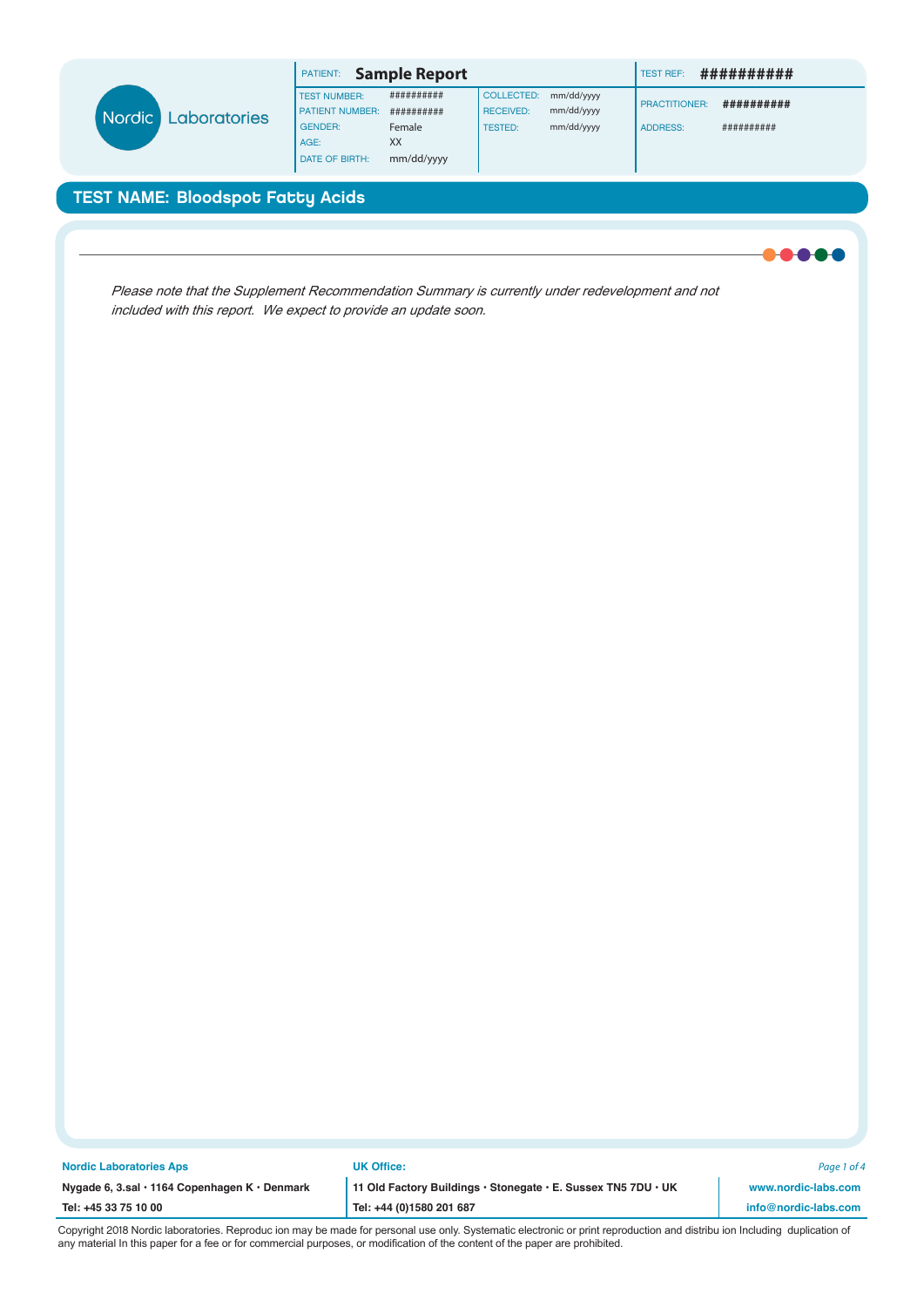Nordic Laboratories

| PATIENT: | Sample Report | | | TEST REF: | ########## |
|---|---|---|---|---|---|
| TEST NUMBER: | ########## | COLLECTED: | mm/dd/yyyy | PRACTITIONER: | ########## |
| PATIENT NUMBER: | ########## | RECEIVED: | mm/dd/yyyy | ADDRESS: | ########## |
| GENDER: | Female | TESTED: | mm/dd/yyyy | | |
| AGE: | XX | | | | |
| DATE OF BIRTH: | mm/dd/yyyy | | | | |

## TEST NAME: Bloodspot Fatty Acids

*Please note that the Supplement Recommendation Summary is currently under redevelopment and not included with this report. We expect to provide an update soon.*

**Nordic Laboratories Aps**
**Nygade 6, 3.sal · 1164 Copenhagen K · Denmark**
**Tel: +45 33 75 10 00**

**UK Office:**
**11 Old Factory Buildings · Stonegate · E. Sussex TN5 7DU · UK**
**Tel: +44 (0)1580 201 687**

**www.nordic-labs.com**
**info@nordic-labs.com**

Copyright 2018 Nordic laboratories. Reproduc ion may be made for personal use only. Systematic electronic or print reproduction and distribu ion Including duplication of any material In this paper for a fee or for commercial purposes, or modification of the content of the paper are prohibited.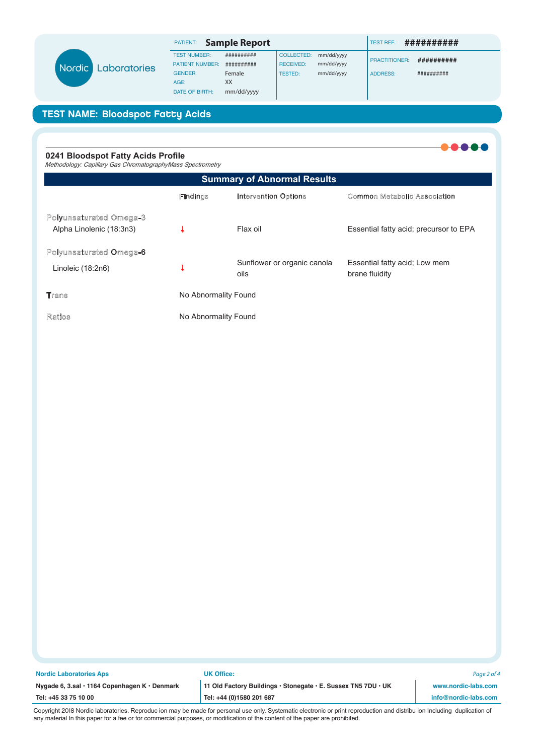| PATIENT: **Sample Report** | | | | TEST REF: ########## | |
|---|---|---|---|---|---|
| TEST NUMBER: | ########## | COLLECTED: | mm/dd/yyyy | PRACTITIONER: | ########## |
| PATIENT NUMBER: | ########## | RECEIVED: | mm/dd/yyyy | ADDRESS: | ########## |
| GENDER: | Female | TESTED: | mm/dd/yyyy | | |
| AGE: | XX | | | | |
| DATE OF BIRTH: | mm/dd/yyyy | | | | |

## TEST NAME: Bloodspot Fatty Acids

### 0241 Bloodspot Fatty Acids Profile

*Methodology: Capillary Gas ChromatographyMass Spectrometry*

**Summary of Abnormal Results**

| | Findings | Intervention Options | Common Metabolic Association |
|---|---|---|---|
| **Polyunsaturated Omega-3** | | | |
| Alpha Linolenic (18:3n3) | ↓ | Flax oil | Essential fatty acid; precursor to EPA |
| **Polyunsaturated Omega-6** | | | |
| Linoleic (18:2n6) | ↓ | Sunflower or organic canola oils | Essential fatty acid; Low mem brane fluidity |
| **Trans** | No Abnormality Found | | |
| **Ratios** | No Abnormality Found | | |

**Nordic Laboratories Aps**
Nygade 6, 3.sal · 1164 Copenhagen K · Denmark
Tel: +45 33 75 10 00

**UK Office:**
11 Old Factory Buildings · Stonegate · E. Sussex TN5 7DU · UK
Tel: +44 (0)1580 201 687

www.nordic-labs.com
info@nordic-labs.com

Copyright 2018 Nordic laboratories. Reproduc ion may be made for personal use only. Systematic electronic or print reproduction and distribu ion Including duplication of any material In this paper for a fee or for commercial purposes, or modification of the content of the paper are prohibited.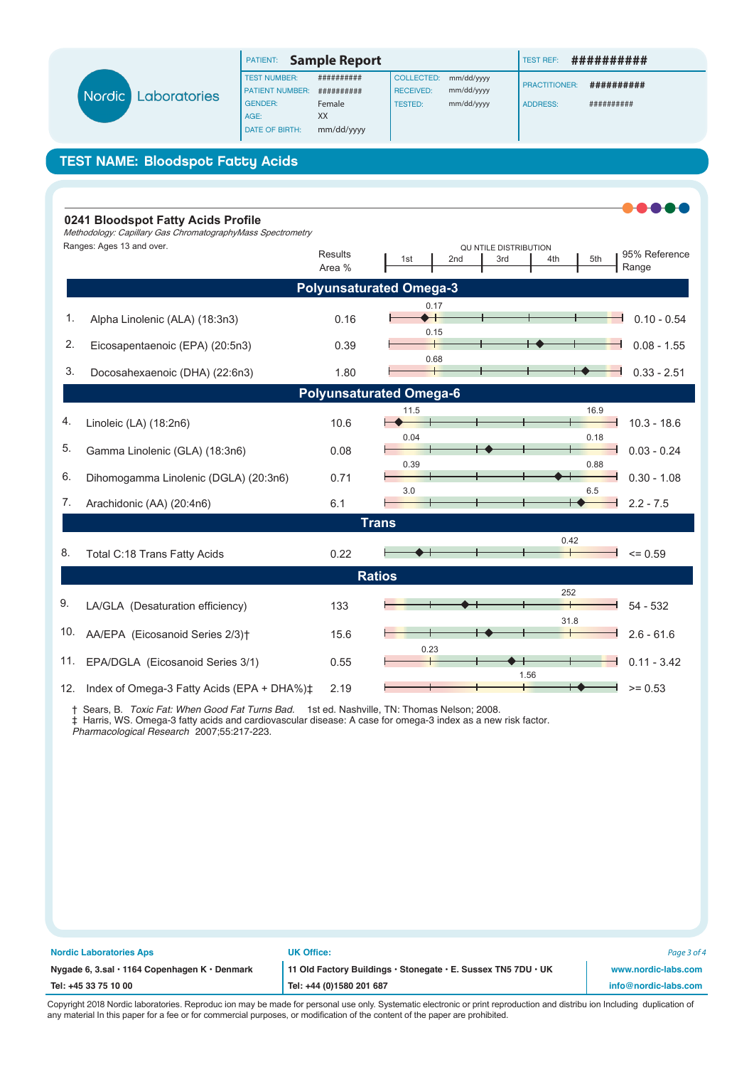| PATIENT: | **Sample Report** | | | TEST REF: | ########## |
|---|---|---|---|---|---|
| TEST NUMBER: | ########## | COLLECTED: | mm/dd/yyyy | PRACTITIONER: | ########## |
| PATIENT NUMBER: | ########## | RECEIVED: | mm/dd/yyyy | ADDRESS: | ########## |
| GENDER: | Female | TESTED: | mm/dd/yyyy | | |
| AGE: | XX | | | | |
| DATE OF BIRTH: | mm/dd/yyyy | | | | |

## TEST NAME: Bloodspot Fatty Acids

### 0241 Bloodspot Fatty Acids Profile

*Methodology: Capillary Gas ChromatographyMass Spectrometry*

Ranges: Ages 13 and over.

| | | Results Area % | Quintile Distribution markers | 95% Reference Range |
|---|---|---|---|---|
| | **Polyunsaturated Omega-3** | | | |
| 1. | Alpha Linolenic (ALA) (18:3n3) | 0.16 | 0.17 | 0.10 - 0.54 |
| 2. | Eicosapentaenoic (EPA) (20:5n3) | 0.39 | 0.15 | 0.08 - 1.55 |
| 3. | Docosahexaenoic (DHA) (22:6n3) | 1.80 | 0.68 | 0.33 - 2.51 |
| | **Polyunsaturated Omega-6** | | | |
| 4. | Linoleic (LA) (18:2n6) | 10.6 | 11.5 / 16.9 | 10.3 - 18.6 |
| 5. | Gamma Linolenic (GLA) (18:3n6) | 0.08 | 0.04 / 0.18 | 0.03 - 0.24 |
| 6. | Dihomogamma Linolenic (DGLA) (20:3n6) | 0.71 | 0.39 / 0.88 | 0.30 - 1.08 |
| 7. | Arachidonic (AA) (20:4n6) | 6.1 | 3.0 / 6.5 | 2.2 - 7.5 |
| | **Trans** | | | |
| 8. | Total C:18 Trans Fatty Acids | 0.22 | 0.42 | <= 0.59 |
| | **Ratios** | | | |
| 9. | LA/GLA (Desaturation efficiency) | 133 | 252 | 54 - 532 |
| 10. | AA/EPA (Eicosanoid Series 2/3)† | 15.6 | 31.8 | 2.6 - 61.6 |
| 11. | EPA/DGLA (Eicosanoid Series 3/1) | 0.55 | 0.23 | 0.11 - 3.42 |
| 12. | Index of Omega-3 Fatty Acids (EPA + DHA%)‡ | 2.19 | 1.56 | >= 0.53 |

† Sears, B. *Toxic Fat: When Good Fat Turns Bad.* 1st ed. Nashville, TN: Thomas Nelson; 2008.
‡ Harris, WS. Omega-3 fatty acids and cardiovascular disease: A case for omega-3 index as a new risk factor. *Pharmacological Research* 2007;55:217-223.

**Nordic Laboratories Aps**
Nygade 6, 3.sal · 1164 Copenhagen K · Denmark
Tel: +45 33 75 10 00

**UK Office:**
11 Old Factory Buildings · Stonegate · E. Sussex TN5 7DU · UK
Tel: +44 (0)1580 201 687

www.nordic-labs.com
info@nordic-labs.com

Copyright 2018 Nordic laboratories. Reproduc ion may be made for personal use only. Systematic electronic or print reproduction and distribu ion Including duplication of any material In this paper for a fee or for commercial purposes, or modification of the content of the paper are prohibited.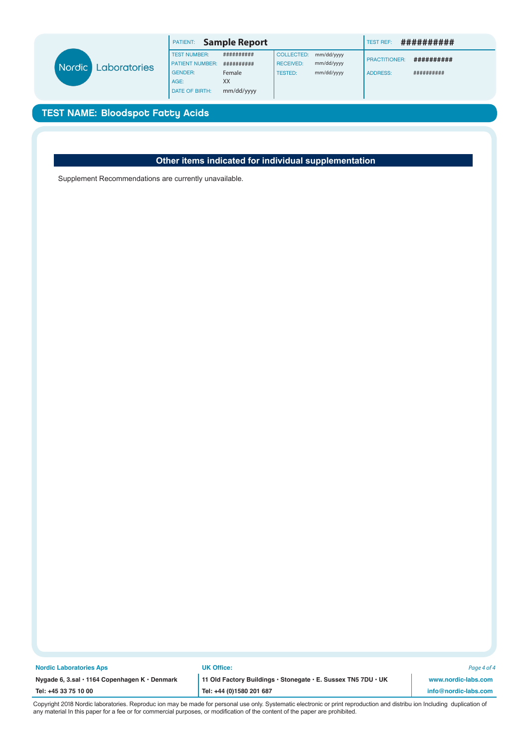| PATIENT: | **Sample Report** | | | TEST REF: | ########## |
|---|---|---|---|---|---|
| TEST NUMBER: | ########## | COLLECTED: | mm/dd/yyyy | PRACTITIONER: | ########## |
| PATIENT NUMBER: | ########## | RECEIVED: | mm/dd/yyyy | ADDRESS: | ########## |
| GENDER: | Female | TESTED: | mm/dd/yyyy | | |
| AGE: | XX | | | | |
| DATE OF BIRTH: | mm/dd/yyyy | | | | |

## TEST NAME: Bloodspot Fatty Acids

### Other items indicated for individual supplementation

Supplement Recommendations are currently unavailable.

**Nordic Laboratories Aps**
**Nygade 6, 3.sal · 1164 Copenhagen K · Denmark**
**Tel: +45 33 75 10 00**

**UK Office:**
**11 Old Factory Buildings · Stonegate · E. Sussex TN5 7DU · UK**
**Tel: +44 (0)1580 201 687**

**www.nordic-labs.com**
**info@nordic-labs.com**

Copyright 2018 Nordic laboratories. Reproduc ion may be made for personal use only. Systematic electronic or print reproduction and distribu ion Including duplication of any material In this paper for a fee or for commercial purposes, or modification of the content of the paper are prohibited.